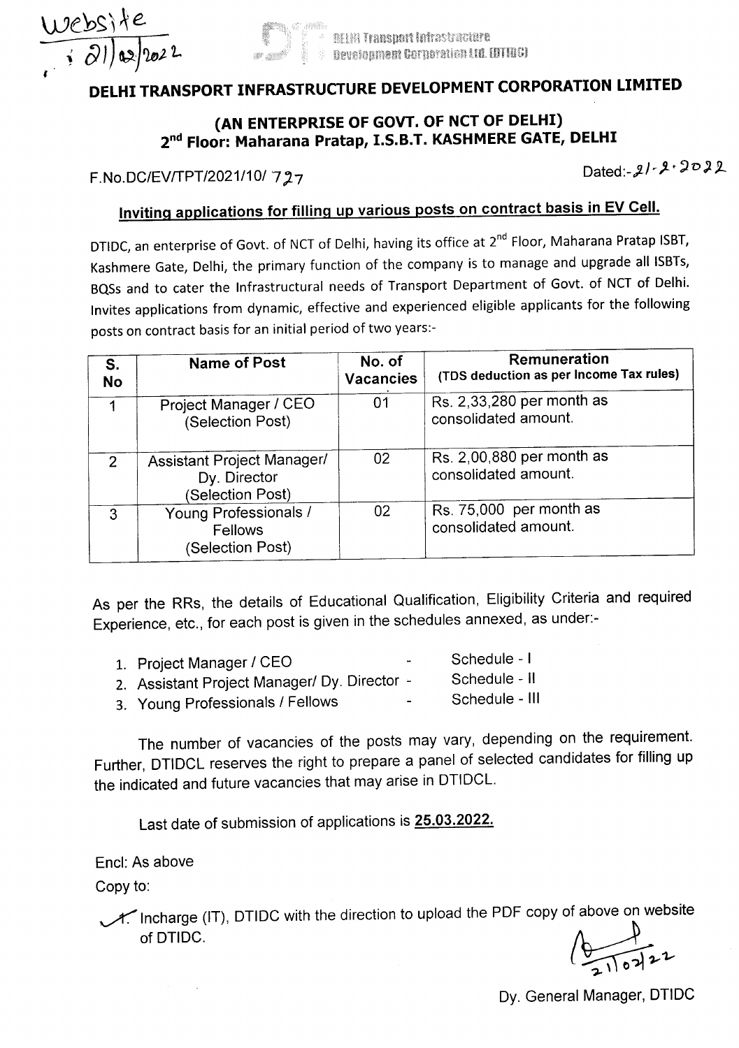Website
21/02/2022

DELHI Transport Infrastructure Development Corporation Ltd. (DTIDC)

# DELHI TRANSPORT INFRASTRUCTURE DEVELOPMENT CORPORATION LIMITED

## (AN ENTERPRISE OF GOVT. OF NCT OF DELHI)
## 2nd Floor: Maharana Pratap, I.S.B.T. KASHMERE GATE, DELHI

F.No.DC/EV/TPT/2021/10/ 727 Dated:- 21-2-2022

### Inviting applications for filling up various posts on contract basis in EV Cell.

DTIDC, an enterprise of Govt. of NCT of Delhi, having its office at 2nd Floor, Maharana Pratap ISBT, Kashmere Gate, Delhi, the primary function of the company is to manage and upgrade all ISBTs, BQSs and to cater the Infrastructural needs of Transport Department of Govt. of NCT of Delhi. Invites applications from dynamic, effective and experienced eligible applicants for the following posts on contract basis for an initial period of two years:-

| S. No | Name of Post | No. of Vacancies | Remuneration (TDS deduction as per Income Tax rules) |
|---|---|---|---|
| 1 | Project Manager / CEO (Selection Post) | 01 | Rs. 2,33,280 per month as consolidated amount. |
| 2 | Assistant Project Manager/ Dy. Director (Selection Post) | 02 | Rs. 2,00,880 per month as consolidated amount. |
| 3 | Young Professionals / Fellows (Selection Post) | 02 | Rs. 75,000 per month as consolidated amount. |

As per the RRs, the details of Educational Qualification, Eligibility Criteria and required Experience, etc., for each post is given in the schedules annexed, as under:-

1. Project Manager / CEO - Schedule - I
2. Assistant Project Manager/ Dy. Director - Schedule - II
3. Young Professionals / Fellows - Schedule - III

The number of vacancies of the posts may vary, depending on the requirement. Further, DTIDCL reserves the right to prepare a panel of selected candidates for filling up the indicated and future vacancies that may arise in DTIDCL.

Last date of submission of applications is **25.03.2022.**

Encl: As above

Copy to:

1. Incharge (IT), DTIDC with the direction to upload the PDF copy of above on website of DTIDC.

21/02/22

Dy. General Manager, DTIDC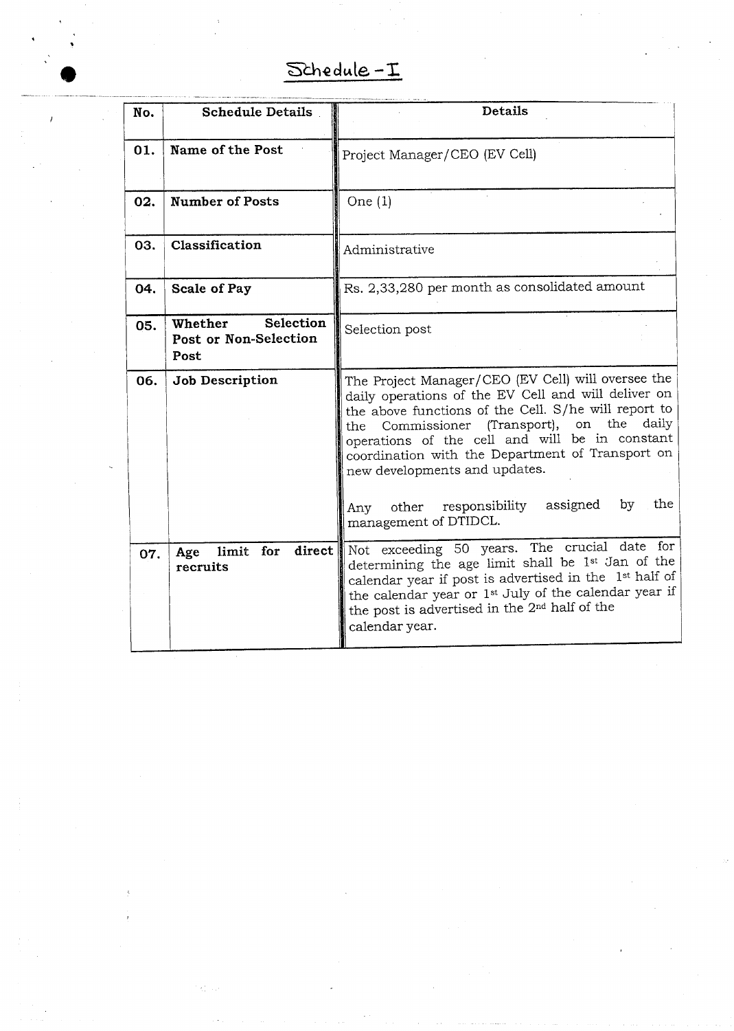# Schedule - I

| No. | Schedule Details | Details |
|---|---|---|
| 01. | **Name of the Post** | Project Manager/CEO (EV Cell) |
| 02. | **Number of Posts** | One (1) |
| 03. | **Classification** | Administrative |
| 04. | **Scale of Pay** | Rs. 2,33,280 per month as consolidated amount |
| 05. | **Whether Selection Post or Non-Selection Post** | Selection post |
| 06. | **Job Description** | The Project Manager/CEO (EV Cell) will oversee the daily operations of the EV Cell and will deliver on the above functions of the Cell. S/he will report to the Commissioner (Transport), on the daily operations of the cell and will be in constant coordination with the Department of Transport on new developments and updates.<br><br>Any other responsibility assigned by the management of DTIDCL. |
| 07. | **Age limit for direct recruits** | Not exceeding 50 years. The crucial date for determining the age limit shall be 1st Jan of the calendar year if post is advertised in the 1st half of the calendar year or 1st July of the calendar year if the post is advertised in the 2nd half of the calendar year. |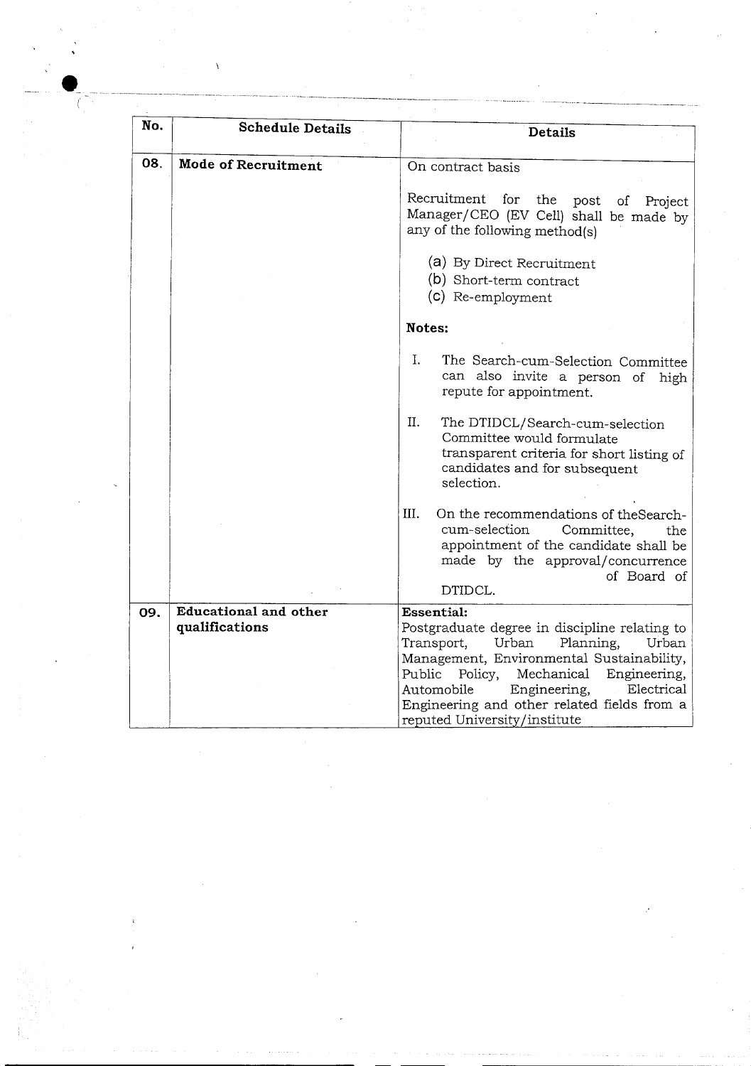| No. | Schedule Details | Details |
|---|---|---|
| 08. | **Mode of Recruitment** | On contract basis<br><br>Recruitment for the post of Project Manager/CEO (EV Cell) shall be made by any of the following method(s)<br><br>(a) By Direct Recruitment<br>(b) Short-term contract<br>(c) Re-employment<br><br>**Notes:**<br><br>I. The Search-cum-Selection Committee can also invite a person of high repute for appointment.<br><br>II. The DTIDCL/Search-cum-selection Committee would formulate transparent criteria for short listing of candidates and for subsequent selection.<br><br>III. On the recommendations of theSearch-cum-selection Committee, the appointment of the candidate shall be made by the approval/concurrence of Board of DTIDCL. |
| 09. | **Educational and other qualifications** | **Essential:**<br>Postgraduate degree in discipline relating to Transport, Urban Planning, Urban Management, Environmental Sustainability, Public Policy, Mechanical Engineering, Automobile Engineering, Electrical Engineering and other related fields from a reputed University/institute |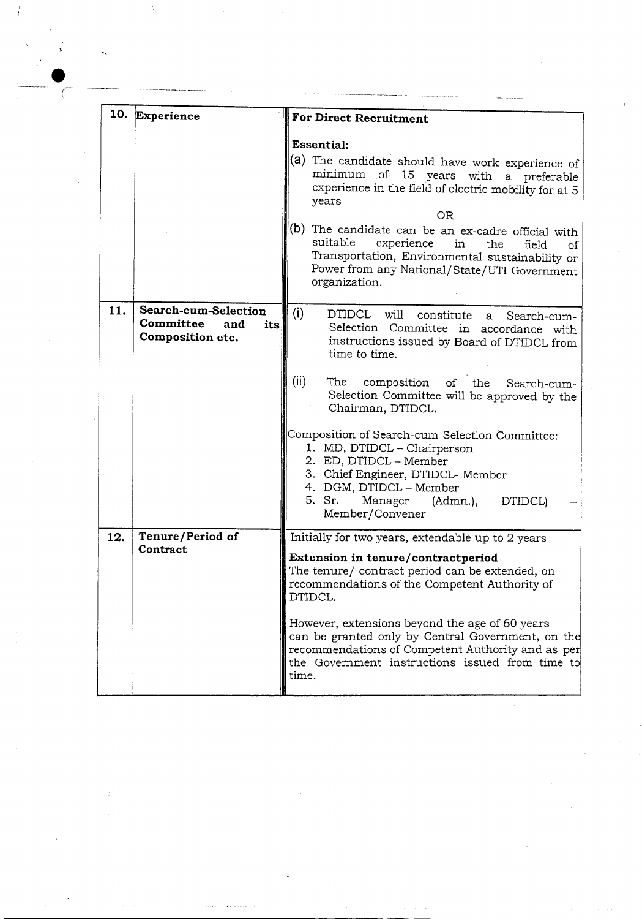| 10. | Experience | **For Direct Recruitment**<br><br>**Essential:**<br>(a) The candidate should have work experience of minimum of 15 years with a preferable experience in the field of electric mobility for at 5 years<br>OR<br>(b) The candidate can be an ex-cadre official with suitable experience in the field of Transportation, Environmental sustainability or Power from any National/State/UTI Government organization. |
|---|---|---|
| 11. | **Search-cum-Selection Committee and its Composition etc.** | (i) DTIDCL will constitute a Search-cum-Selection Committee in accordance with instructions issued by Board of DTIDCL from time to time.<br><br>(ii) The composition of the Search-cum-Selection Committee will be approved by the Chairman, DTIDCL.<br><br>Composition of Search-cum-Selection Committee:<br>1. MD, DTIDCL – Chairperson<br>2. ED, DTIDCL – Member<br>3. Chief Engineer, DTIDCL- Member<br>4. DGM, DTIDCL – Member<br>5. Sr. Manager (Admn.), DTIDCL) – Member/Convener |
| 12. | **Tenure/Period of Contract** | Initially for two years, extendable up to 2 years<br><br>**Extension in tenure/contractperiod**<br>The tenure/ contract period can be extended, on recommendations of the Competent Authority of DTIDCL.<br><br>However, extensions beyond the age of 60 years can be granted only by Central Government, on the recommendations of Competent Authority and as per the Government instructions issued from time to time. |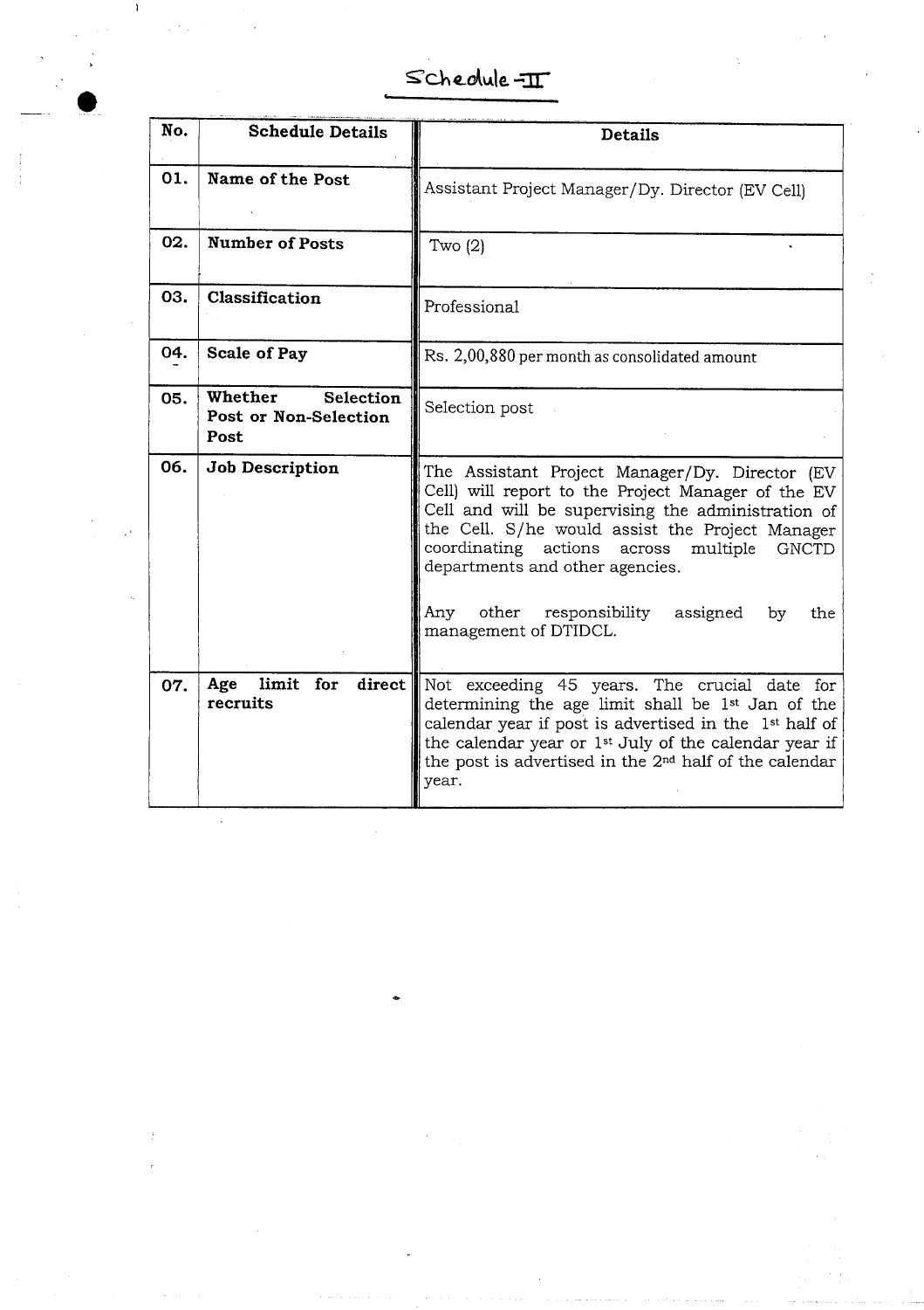# Schedule-II

| No. | Schedule Details | Details |
|---|---|---|
| 01. | **Name of the Post** | Assistant Project Manager/Dy. Director (EV Cell) |
| 02. | **Number of Posts** | Two (2) |
| 03. | **Classification** | Professional |
| 04. | **Scale of Pay** | Rs. 2,00,880 per month as consolidated amount |
| 05. | **Whether Selection Post or Non-Selection Post** | Selection post |
| 06. | **Job Description** | The Assistant Project Manager/Dy. Director (EV Cell) will report to the Project Manager of the EV Cell and will be supervising the administration of the Cell. S/he would assist the Project Manager coordinating actions across multiple GNCTD departments and other agencies.<br><br>Any other responsibility assigned by the management of DTIDCL. |
| 07. | **Age limit for direct recruits** | Not exceeding 45 years. The crucial date for determining the age limit shall be 1st Jan of the calendar year if post is advertised in the 1st half of the calendar year or 1st July of the calendar year if the post is advertised in the 2nd half of the calendar year. |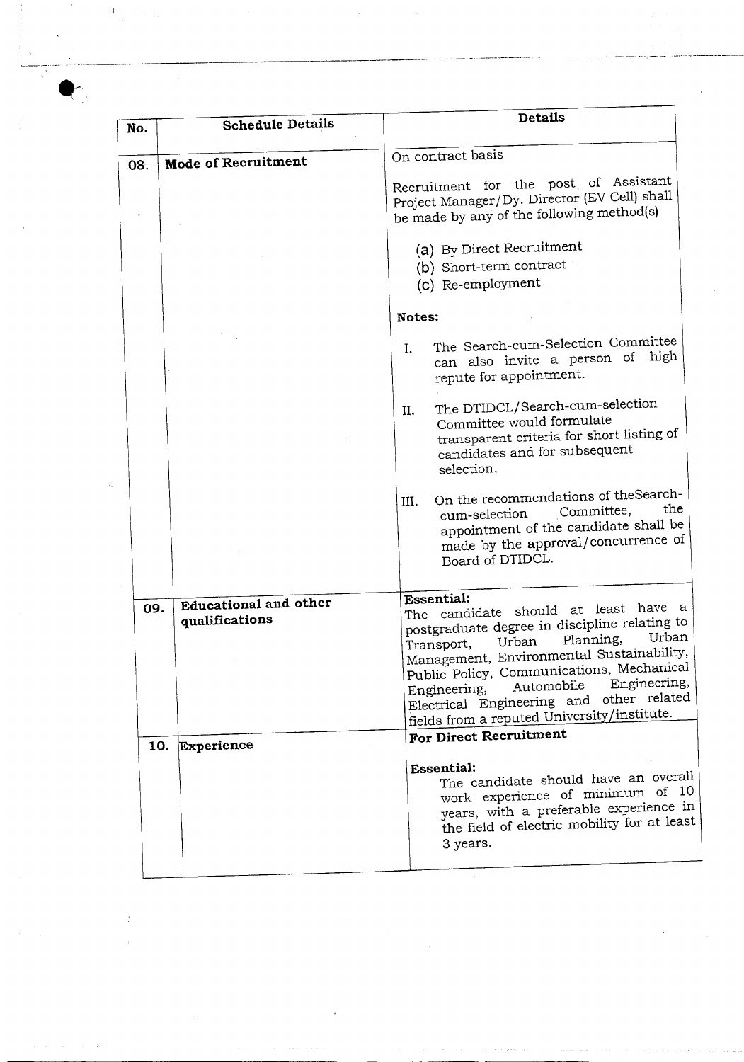| No. | Schedule Details | Details |
|---|---|---|
| 08. | **Mode of Recruitment** | On contract basis<br><br>Recruitment for the post of Assistant Project Manager/Dy. Director (EV Cell) shall be made by any of the following method(s)<br><br>(a) By Direct Recruitment<br>(b) Short-term contract<br>(c) Re-employment<br><br>**Notes:**<br><br>I. The Search-cum-Selection Committee can also invite a person of high repute for appointment.<br><br>II. The DTIDCL/Search-cum-selection Committee would formulate transparent criteria for short listing of candidates and for subsequent selection.<br><br>III. On the recommendations of theSearch-cum-selection Committee, the appointment of the candidate shall be made by the approval/concurrence of Board of DTIDCL. |
| 09. | **Educational and other qualifications** | **Essential:**<br>The candidate should at least have a postgraduate degree in discipline relating to Transport, Urban Planning, Urban Management, Environmental Sustainability, Public Policy, Communications, Mechanical Engineering, Automobile Engineering, Electrical Engineering and other related fields from a reputed University/institute. |
| 10. | **Experience** | **For Direct Recruitment**<br><br>**Essential:**<br>The candidate should have an overall work experience of minimum of 10 years, with a preferable experience in the field of electric mobility for at least 3 years. |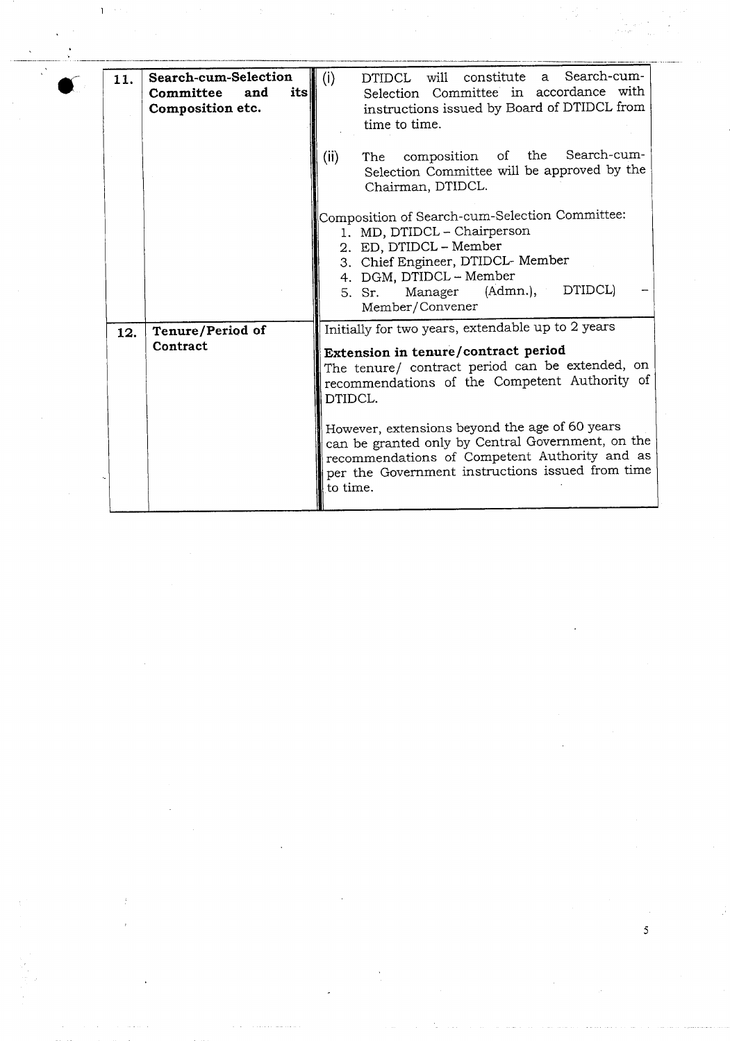| | | |
|---|---|---|
| 11. | **Search-cum-Selection Committee and its Composition etc.** | (i) DTIDCL will constitute a Search-cum-Selection Committee in accordance with instructions issued by Board of DTIDCL from time to time.<br><br>(ii) The composition of the Search-cum-Selection Committee will be approved by the Chairman, DTIDCL.<br><br>Composition of Search-cum-Selection Committee:<br>1. MD, DTIDCL – Chairperson<br>2. ED, DTIDCL – Member<br>3. Chief Engineer, DTIDCL- Member<br>4. DGM, DTIDCL – Member<br>5. Sr. Manager (Admn.), DTIDCL) – Member/Convener |
| 12. | **Tenure/Period of Contract** | Initially for two years, extendable up to 2 years<br><br>**Extension in tenure/contract period**<br>The tenure/ contract period can be extended, on recommendations of the Competent Authority of DTIDCL.<br><br>However, extensions beyond the age of 60 years can be granted only by Central Government, on the recommendations of Competent Authority and as per the Government instructions issued from time to time. |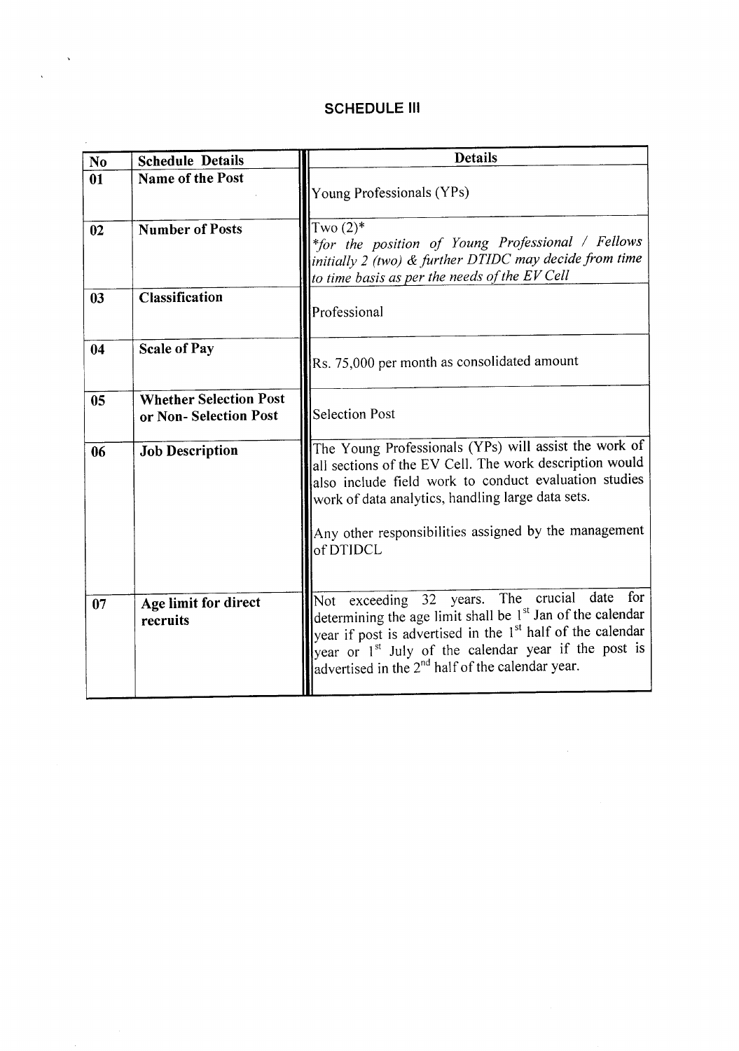## SCHEDULE III

| No | Schedule Details | Details |
|---|---|---|
| 01 | **Name of the Post** | Young Professionals (YPs) |
| 02 | **Number of Posts** | Two (2)*<br>*\*for the position of Young Professional / Fellows initially 2 (two) & further DTIDC may decide from time to time basis as per the needs of the EV Cell* |
| 03 | **Classification** | Professional |
| 04 | **Scale of Pay** | Rs. 75,000 per month as consolidated amount |
| 05 | **Whether Selection Post or Non- Selection Post** | Selection Post |
| 06 | **Job Description** | The Young Professionals (YPs) will assist the work of all sections of the EV Cell. The work description would also include field work to conduct evaluation studies work of data analytics, handling large data sets.<br><br>Any other responsibilities assigned by the management of DTIDCL |
| 07 | **Age limit for direct recruits** | Not exceeding 32 years. The crucial date for determining the age limit shall be 1st Jan of the calendar year if post is advertised in the 1st half of the calendar year or 1st July of the calendar year if the post is advertised in the 2nd half of the calendar year. |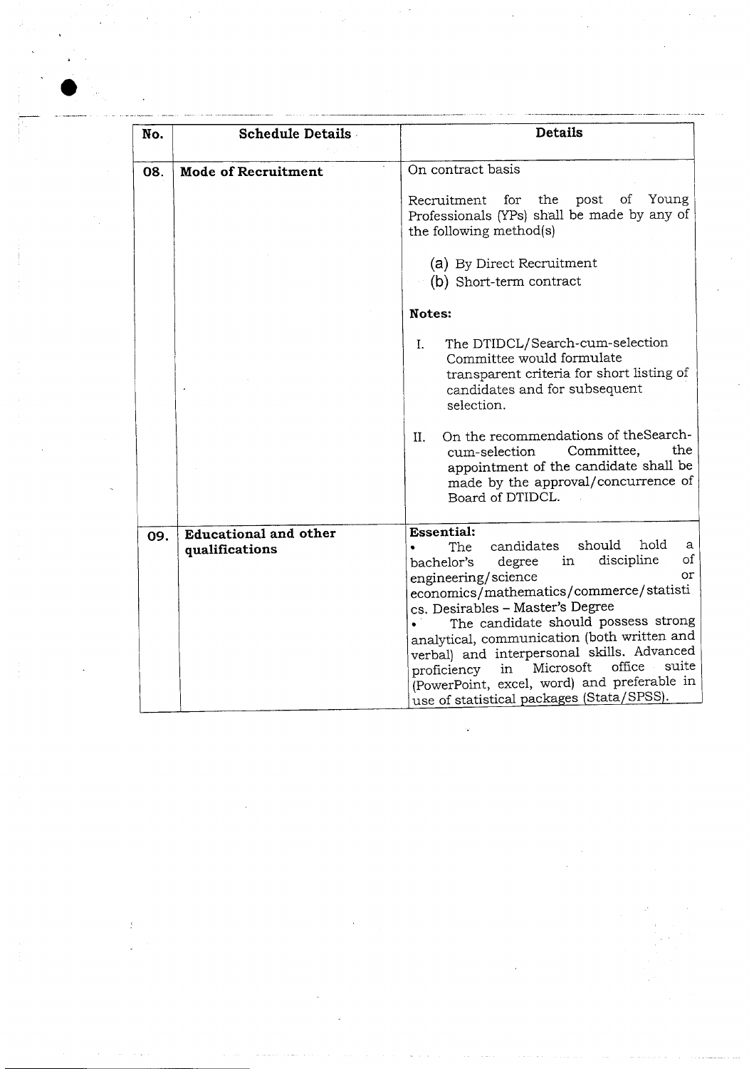| No. | Schedule Details | Details |
|---|---|---|
| 08. | **Mode of Recruitment** | On contract basis<br><br>Recruitment for the post of Young Professionals (YPs) shall be made by any of the following method(s)<br><br>(a) By Direct Recruitment<br>(b) Short-term contract<br><br>**Notes:**<br><br>I. The DTIDCL/Search-cum-selection Committee would formulate transparent criteria for short listing of candidates and for subsequent selection.<br><br>II. On the recommendations of theSearch-cum-selection Committee, the appointment of the candidate shall be made by the approval/concurrence of Board of DTIDCL. |
| 09. | **Educational and other qualifications** | **Essential:**<br>• The candidates should hold a bachelor's degree in discipline of engineering/science or economics/mathematics/commerce/statistics. Desirables – Master's Degree<br>• The candidate should possess strong analytical, communication (both written and verbal) and interpersonal skills. Advanced proficiency in Microsoft office suite (PowerPoint, excel, word) and preferable in use of statistical packages (Stata/SPSS). |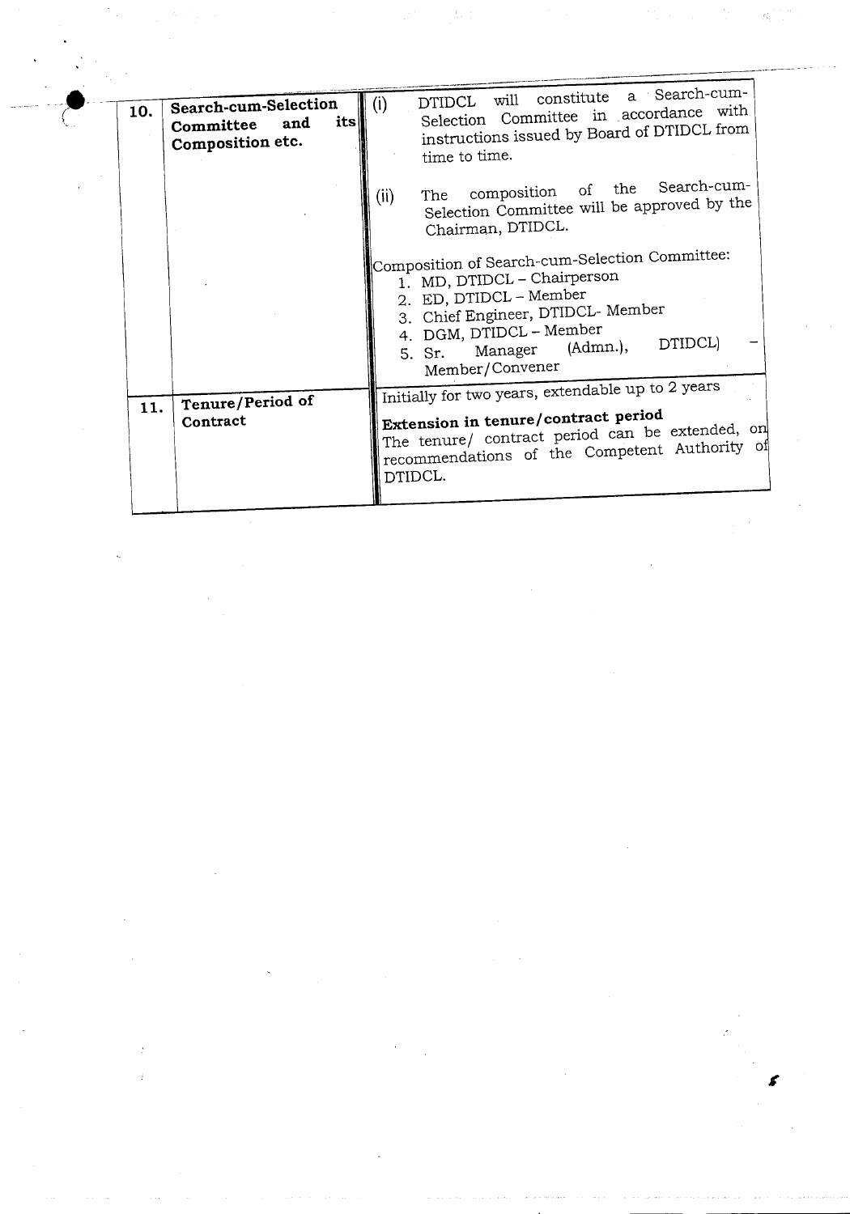| | | |
|---|---|---|
| 10. | **Search-cum-Selection Committee and its Composition etc.** | (i) DTIDCL will constitute a Search-cum-Selection Committee in accordance with instructions issued by Board of DTIDCL from time to time.<br><br>(ii) The composition of the Search-cum-Selection Committee will be approved by the Chairman, DTIDCL.<br><br>Composition of Search-cum-Selection Committee:<br>1. MD, DTIDCL – Chairperson<br>2. ED, DTIDCL – Member<br>3. Chief Engineer, DTIDCL- Member<br>4. DGM, DTIDCL – Member<br>5. Sr. Manager (Admn.), DTIDCL) – Member/Convener |
| 11. | **Tenure/Period of Contract** | Initially for two years, extendable up to 2 years<br><br>**Extension in tenure/contract period**<br>The tenure/ contract period can be extended, on recommendations of the Competent Authority of DTIDCL. |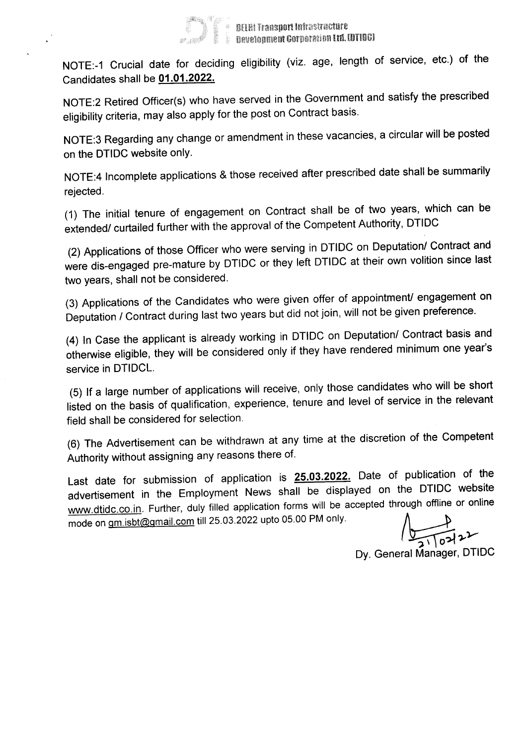NOTE:-1 Crucial date for deciding eligibility (viz. age, length of service, etc.) of the Candidates shall be **01.01.2022.**

NOTE:2 Retired Officer(s) who have served in the Government and satisfy the prescribed eligibility criteria, may also apply for the post on Contract basis.

NOTE:3 Regarding any change or amendment in these vacancies, a circular will be posted on the DTIDC website only.

NOTE:4 Incomplete applications & those received after prescribed date shall be summarily rejected.

(1) The initial tenure of engagement on Contract shall be of two years, which can be extended/ curtailed further with the approval of the Competent Authority, DTIDC

(2) Applications of those Officer who were serving in DTIDC on Deputation/ Contract and were dis-engaged pre-mature by DTIDC or they left DTIDC at their own volition since last two years, shall not be considered.

(3) Applications of the Candidates who were given offer of appointment/ engagement on Deputation / Contract during last two years but did not join, will not be given preference.

(4) In Case the applicant is already working in DTIDC on Deputation/ Contract basis and otherwise eligible, they will be considered only if they have rendered minimum one year's service in DTIDCL.

(5) If a large number of applications will receive, only those candidates who will be short listed on the basis of qualification, experience, tenure and level of service in the relevant field shall be considered for selection.

(6) The Advertisement can be withdrawn at any time at the discretion of the Competent Authority without assigning any reasons there of.

Last date for submission of application is **25.03.2022.** Date of publication of the advertisement in the Employment News shall be displayed on the DTIDC website www.dtidc.co.in. Further, duly filled application forms will be accepted through offline or online mode on gm.isbt@gmail.com till 25.03.2022 upto 05.00 PM only.

21/02/22

Dy. General Manager, DTIDC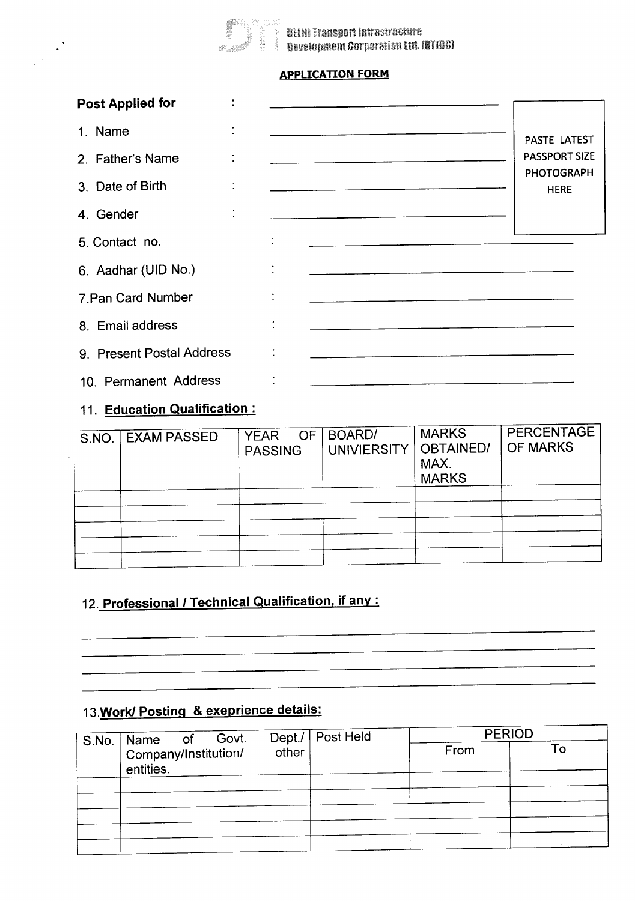DELHI Transport Infrastructure Development Corporation Ltd. (DTIDC)

## APPLICATION FORM

**Post Applied for** : ______________________

PASTE LATEST PASSPORT SIZE PHOTOGRAPH HERE

1. Name : ______________________
2. Father's Name : ______________________
3. Date of Birth : ______________________
4. Gender : ______________________
5. Contact no. : ______________________
6. Aadhar (UID No.) : ______________________
7. Pan Card Number : ______________________
8. Email address : ______________________
9. Present Postal Address : ______________________
10. Permanent Address : ______________________

11. **Education Qualification :**

| S.NO. | EXAM PASSED | YEAR OF PASSING | BOARD/ UNIVIERSITY | MARKS OBTAINED/ MAX. MARKS | PERCENTAGE OF MARKS |
|---|---|---|---|---|---|
| | | | | | |
| | | | | | |
| | | | | | |
| | | | | | |
| | | | | | |

12. **Professional / Technical Qualification, if any :**

______________________

______________________

______________________

______________________

13. **Work/ Posting & exeprience details:**

| S.No. | Name of Govt. Dept./ Company/Institution/ other entities. | Post Held | PERIOD | |
|---|---|---|---|---|
| | | | From | To |
| | | | | |
| | | | | |
| | | | | |
| | | | | |
| | | | | |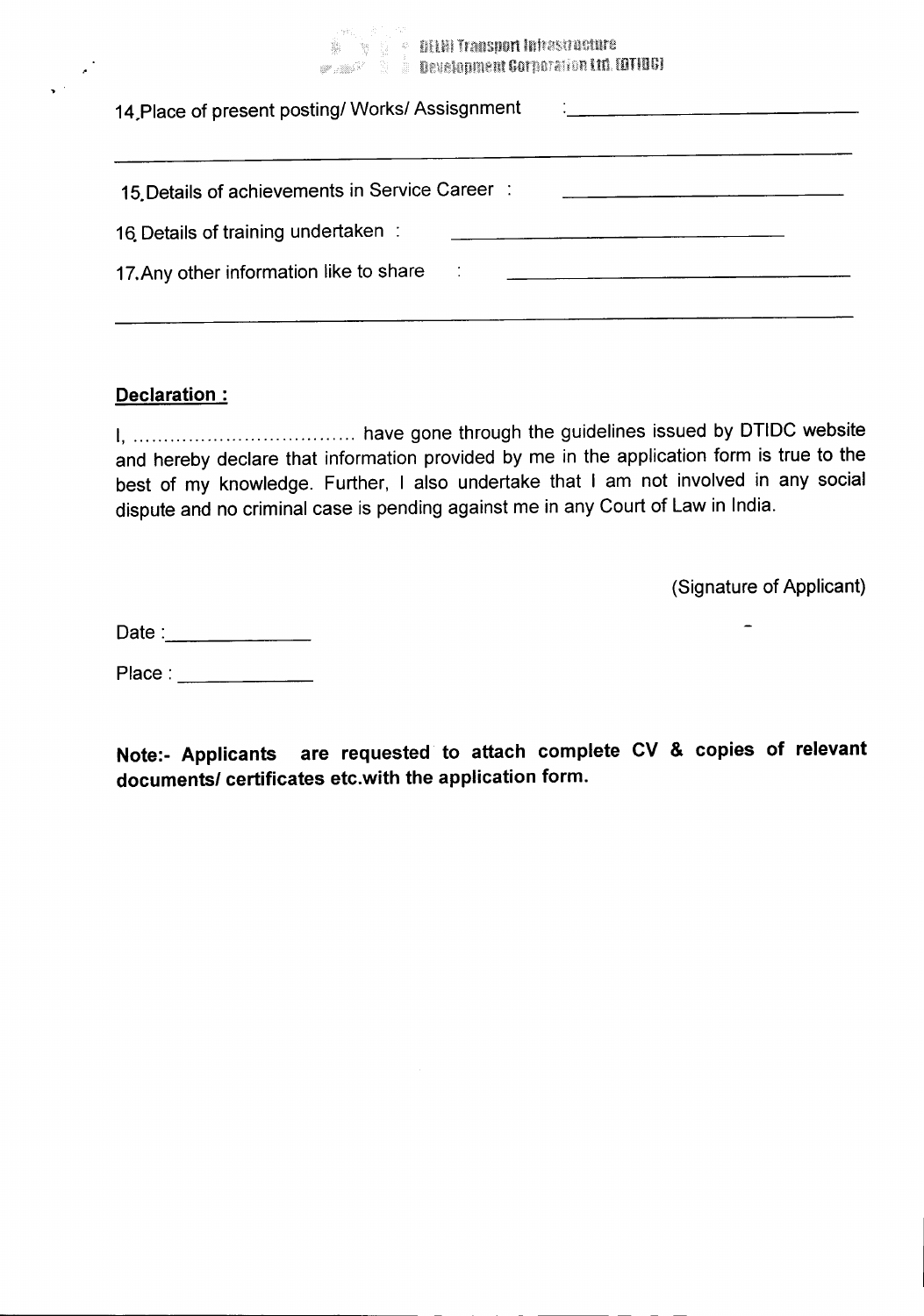14.Place of present posting/ Works/ Assisgnment : \_\_\_\_\_\_\_\_\_\_\_\_\_\_\_\_\_\_\_\_\_\_\_\_\_\_\_\_

\_\_\_\_\_\_\_\_\_\_\_\_\_\_\_\_\_\_\_\_\_\_\_\_\_\_\_\_\_\_\_\_\_\_\_\_\_\_\_\_\_\_\_\_\_\_\_\_\_\_\_\_\_\_\_\_\_\_\_\_\_\_\_\_\_\_\_\_

15.Details of achievements in Service Career : \_\_\_\_\_\_\_\_\_\_\_\_\_\_\_\_\_\_\_\_\_\_\_\_\_\_\_\_

16.Details of training undertaken : \_\_\_\_\_\_\_\_\_\_\_\_\_\_\_\_\_\_\_\_\_\_\_\_\_\_\_\_\_\_\_\_

17.Any other information like to share : \_\_\_\_\_\_\_\_\_\_\_\_\_\_\_\_\_\_\_\_\_\_\_\_\_\_\_\_\_\_\_\_

\_\_\_\_\_\_\_\_\_\_\_\_\_\_\_\_\_\_\_\_\_\_\_\_\_\_\_\_\_\_\_\_\_\_\_\_\_\_\_\_\_\_\_\_\_\_\_\_\_\_\_\_\_\_\_\_\_\_\_\_\_\_\_\_\_\_\_\_

**Declaration :**

I, ................................... have gone through the guidelines issued by DTIDC website and hereby declare that information provided by me in the application form is true to the best of my knowledge. Further, I also undertake that I am not involved in any social dispute and no criminal case is pending against me in any Court of Law in India.

(Signature of Applicant)

Date : \_\_\_\_\_\_\_\_\_\_\_\_\_\_

Place : \_\_\_\_\_\_\_\_\_\_\_\_\_

**Note:- Applicants are requested to attach complete CV & copies of relevant documents/ certificates etc.with the application form.**